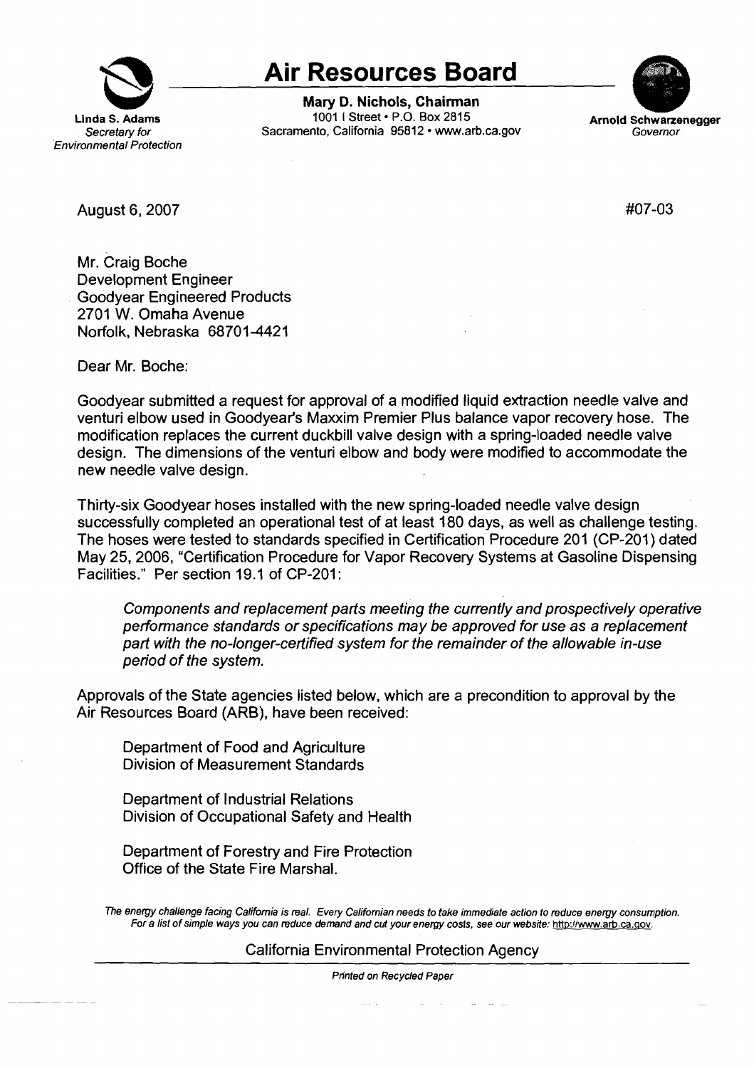# Air Resources Board

**Linda S. Adams**
*Secretary for Environmental Protection*

**Mary D. Nichols, Chairman**
1001 I Street • P.O. Box 2815
Sacramento, California 95812 • www.arb.ca.gov

**Arnold Schwarzenegger**
*Governor*

August 6, 2007

#07-03

Mr. Craig Boche
Development Engineer
Goodyear Engineered Products
2701 W. Omaha Avenue
Norfolk, Nebraska 68701-4421

Dear Mr. Boche:

Goodyear submitted a request for approval of a modified liquid extraction needle valve and venturi elbow used in Goodyear's Maxxim Premier Plus balance vapor recovery hose. The modification replaces the current duckbill valve design with a spring-loaded needle valve design. The dimensions of the venturi elbow and body were modified to accommodate the new needle valve design.

Thirty-six Goodyear hoses installed with the new spring-loaded needle valve design successfully completed an operational test of at least 180 days, as well as challenge testing. The hoses were tested to standards specified in Certification Procedure 201 (CP-201) dated May 25, 2006, "Certification Procedure for Vapor Recovery Systems at Gasoline Dispensing Facilities." Per section 19.1 of CP-201:

> *Components and replacement parts meeting the currently and prospectively operative performance standards or specifications may be approved for use as a replacement part with the no-longer-certified system for the remainder of the allowable in-use period of the system.*

Approvals of the State agencies listed below, which are a precondition to approval by the Air Resources Board (ARB), have been received:

Department of Food and Agriculture
Division of Measurement Standards

Department of Industrial Relations
Division of Occupational Safety and Health

Department of Forestry and Fire Protection
Office of the State Fire Marshal.

*The energy challenge facing California is real. Every Californian needs to take immediate action to reduce energy consumption. For a list of simple ways you can reduce demand and cut your energy costs, see our website: http://www.arb.ca.gov.*

California Environmental Protection Agency

*Printed on Recycled Paper*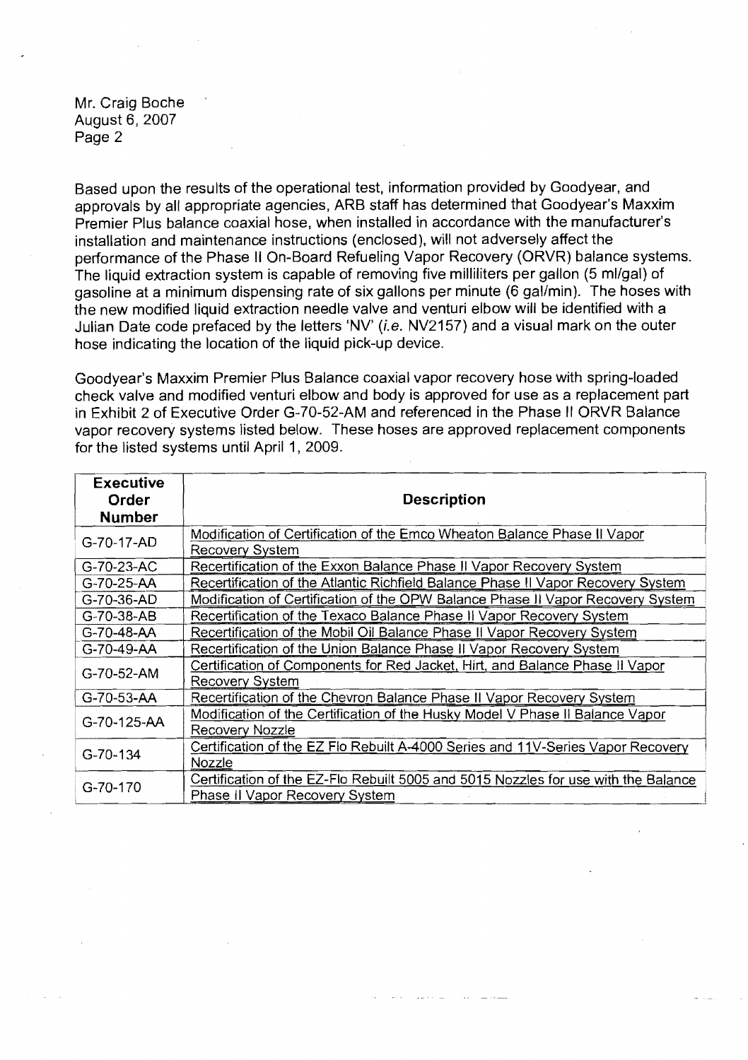Mr. Craig Boche
August 6, 2007
Page 2

Based upon the results of the operational test, information provided by Goodyear, and approvals by all appropriate agencies, ARB staff has determined that Goodyear's Maxxim Premier Plus balance coaxial hose, when installed in accordance with the manufacturer's installation and maintenance instructions (enclosed), will not adversely affect the performance of the Phase II On-Board Refueling Vapor Recovery (ORVR) balance systems. The liquid extraction system is capable of removing five milliliters per gallon (5 ml/gal) of gasoline at a minimum dispensing rate of six gallons per minute (6 gal/min). The hoses with the new modified liquid extraction needle valve and venturi elbow will be identified with a Julian Date code prefaced by the letters 'NV' (*i.e.* NV2157) and a visual mark on the outer hose indicating the location of the liquid pick-up device.

Goodyear's Maxxim Premier Plus Balance coaxial vapor recovery hose with spring-loaded check valve and modified venturi elbow and body is approved for use as a replacement part in Exhibit 2 of Executive Order G-70-52-AM and referenced in the Phase II ORVR Balance vapor recovery systems listed below. These hoses are approved replacement components for the listed systems until April 1, 2009.

| Executive Order Number | Description |
|---|---|
| G-70-17-AD | Modification of Certification of the Emco Wheaton Balance Phase II Vapor Recovery System |
| G-70-23-AC | Recertification of the Exxon Balance Phase II Vapor Recovery System |
| G-70-25-AA | Recertification of the Atlantic Richfield Balance Phase II Vapor Recovery System |
| G-70-36-AD | Modification of Certification of the OPW Balance Phase II Vapor Recovery System |
| G-70-38-AB | Recertification of the Texaco Balance Phase II Vapor Recovery System |
| G-70-48-AA | Recertification of the Mobil Oil Balance Phase II Vapor Recovery System |
| G-70-49-AA | Recertification of the Union Balance Phase II Vapor Recovery System |
| G-70-52-AM | Certification of Components for Red Jacket, Hirt, and Balance Phase II Vapor Recovery System |
| G-70-53-AA | Recertification of the Chevron Balance Phase II Vapor Recovery System |
| G-70-125-AA | Modification of the Certification of the Husky Model V Phase II Balance Vapor Recovery Nozzle |
| G-70-134 | Certification of the EZ Flo Rebuilt A-4000 Series and 11V-Series Vapor Recovery Nozzle |
| G-70-170 | Certification of the EZ-Flo Rebuilt 5005 and 5015 Nozzles for use with the Balance Phase II Vapor Recovery System |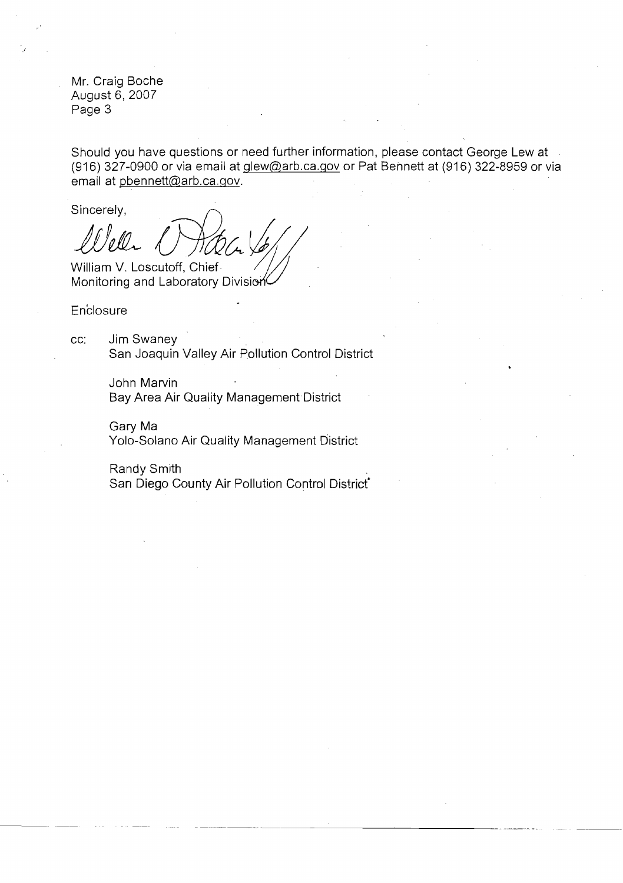Mr. Craig Boche
August 6, 2007
Page 3

Should you have questions or need further information, please contact George Lew at (916) 327-0900 or via email at glew@arb.ca.gov or Pat Bennett at (916) 322-8959 or via email at pbennett@arb.ca.gov.

Sincerely,

William V. Loscutoff, Chief
Monitoring and Laboratory Division

Enclosure

cc: Jim Swaney
San Joaquin Valley Air Pollution Control District

John Marvin
Bay Area Air Quality Management District

Gary Ma
Yolo-Solano Air Quality Management District

Randy Smith
San Diego County Air Pollution Control District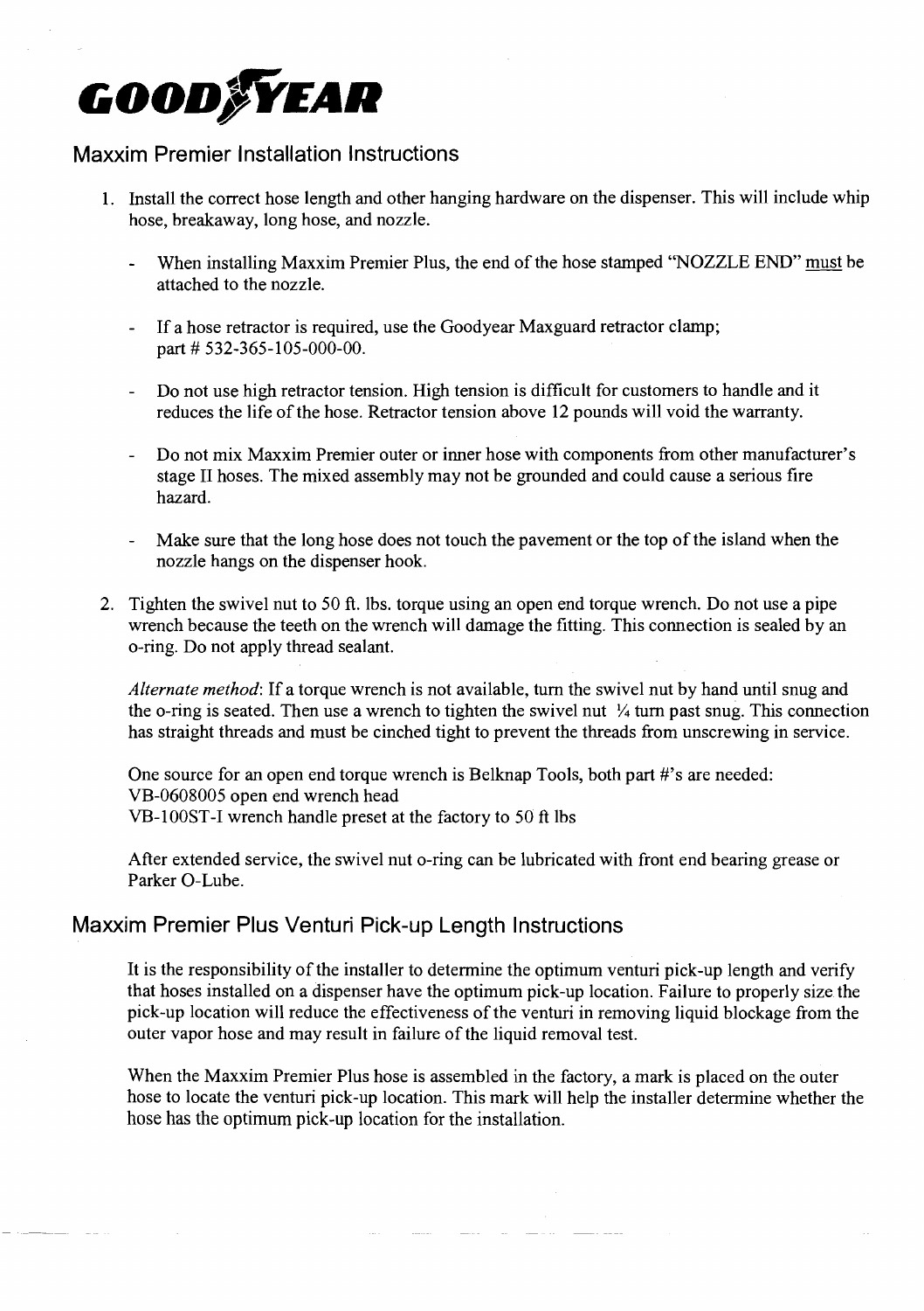# GOODYEAR

## Maxxim Premier Installation Instructions

1. Install the correct hose length and other hanging hardware on the dispenser. This will include whip hose, breakaway, long hose, and nozzle.

   - When installing Maxxim Premier Plus, the end of the hose stamped "NOZZLE END" must be attached to the nozzle.

   - If a hose retractor is required, use the Goodyear Maxguard retractor clamp; part # 532-365-105-000-00.

   - Do not use high retractor tension. High tension is difficult for customers to handle and it reduces the life of the hose. Retractor tension above 12 pounds will void the warranty.

   - Do not mix Maxxim Premier outer or inner hose with components from other manufacturer's stage II hoses. The mixed assembly may not be grounded and could cause a serious fire hazard.

   - Make sure that the long hose does not touch the pavement or the top of the island when the nozzle hangs on the dispenser hook.

2. Tighten the swivel nut to 50 ft. lbs. torque using an open end torque wrench. Do not use a pipe wrench because the teeth on the wrench will damage the fitting. This connection is sealed by an o-ring. Do not apply thread sealant.

   *Alternate method*: If a torque wrench is not available, turn the swivel nut by hand until snug and the o-ring is seated. Then use a wrench to tighten the swivel nut ¼ turn past snug. This connection has straight threads and must be cinched tight to prevent the threads from unscrewing in service.

   One source for an open end torque wrench is Belknap Tools, both part #'s are needed:
   VB-0608005 open end wrench head
   VB-100ST-I wrench handle preset at the factory to 50 ft lbs

   After extended service, the swivel nut o-ring can be lubricated with front end bearing grease or Parker O-Lube.

## Maxxim Premier Plus Venturi Pick-up Length Instructions

It is the responsibility of the installer to determine the optimum venturi pick-up length and verify that hoses installed on a dispenser have the optimum pick-up location. Failure to properly size the pick-up location will reduce the effectiveness of the venturi in removing liquid blockage from the outer vapor hose and may result in failure of the liquid removal test.

When the Maxxim Premier Plus hose is assembled in the factory, a mark is placed on the outer hose to locate the venturi pick-up location. This mark will help the installer determine whether the hose has the optimum pick-up location for the installation.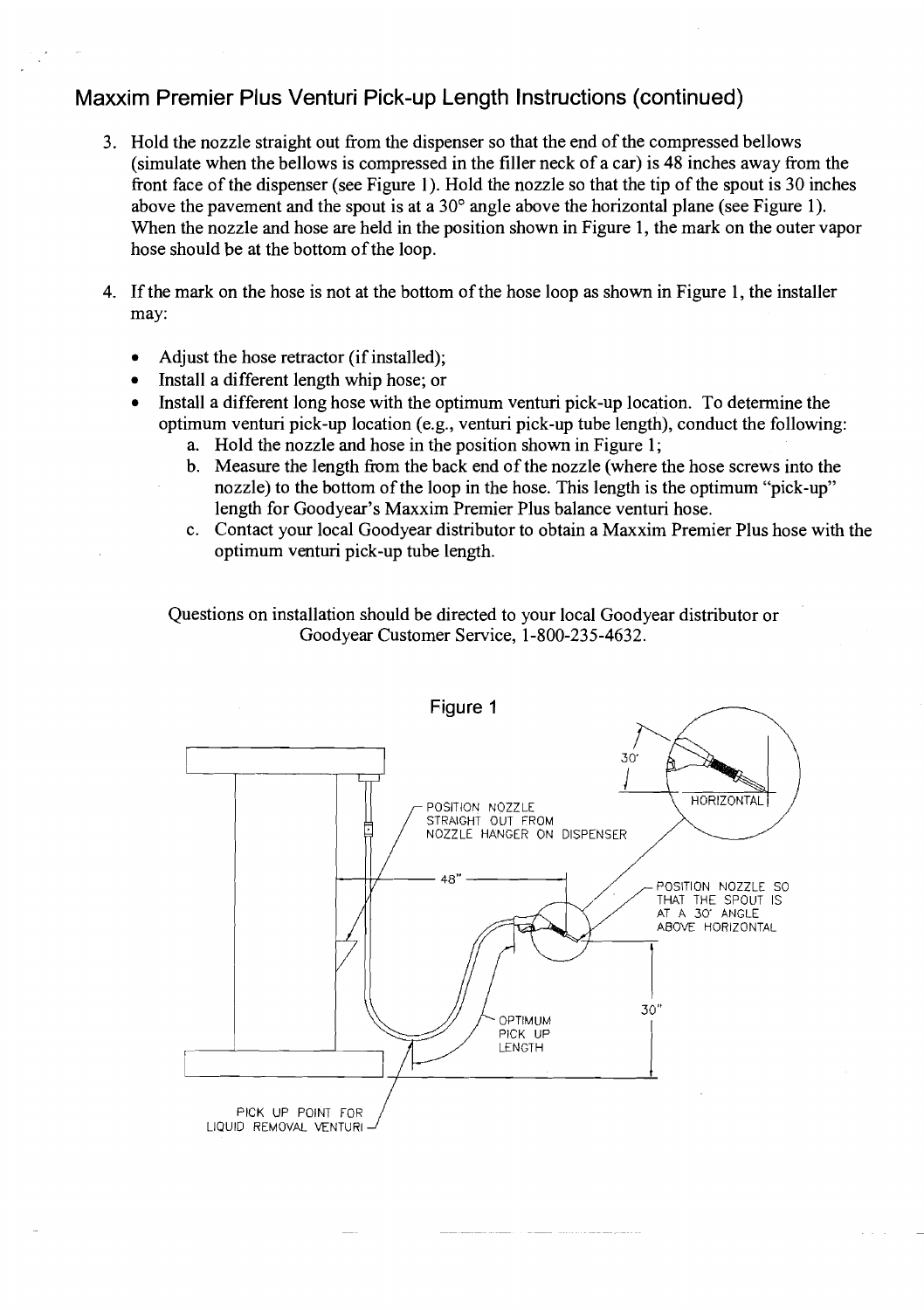## Maxxim Premier Plus Venturi Pick-up Length Instructions (continued)

3. Hold the nozzle straight out from the dispenser so that the end of the compressed bellows (simulate when the bellows is compressed in the filler neck of a car) is 48 inches away from the front face of the dispenser (see Figure 1). Hold the nozzle so that the tip of the spout is 30 inches above the pavement and the spout is at a 30° angle above the horizontal plane (see Figure 1). When the nozzle and hose are held in the position shown in Figure 1, the mark on the outer vapor hose should be at the bottom of the loop.

4. If the mark on the hose is not at the bottom of the hose loop as shown in Figure 1, the installer may:

   - Adjust the hose retractor (if installed);
   - Install a different length whip hose; or
   - Install a different long hose with the optimum venturi pick-up location. To determine the optimum venturi pick-up location (e.g., venturi pick-up tube length), conduct the following:
     a. Hold the nozzle and hose in the position shown in Figure 1;
     b. Measure the length from the back end of the nozzle (where the hose screws into the nozzle) to the bottom of the loop in the hose. This length is the optimum "pick-up" length for Goodyear's Maxxim Premier Plus balance venturi hose.
     c. Contact your local Goodyear distributor to obtain a Maxxim Premier Plus hose with the optimum venturi pick-up tube length.

Questions on installation should be directed to your local Goodyear distributor or Goodyear Customer Service, 1-800-235-4632.

Figure 1

30°

HORIZONTAL

POSITION NOZZLE STRAIGHT OUT FROM NOZZLE HANGER ON DISPENSER

48"

POSITION NOZZLE SO THAT THE SPOUT IS AT A 30° ANGLE ABOVE HORIZONTAL

30"

OPTIMUM PICK UP LENGTH

PICK UP POINT FOR LIQUID REMOVAL VENTURI